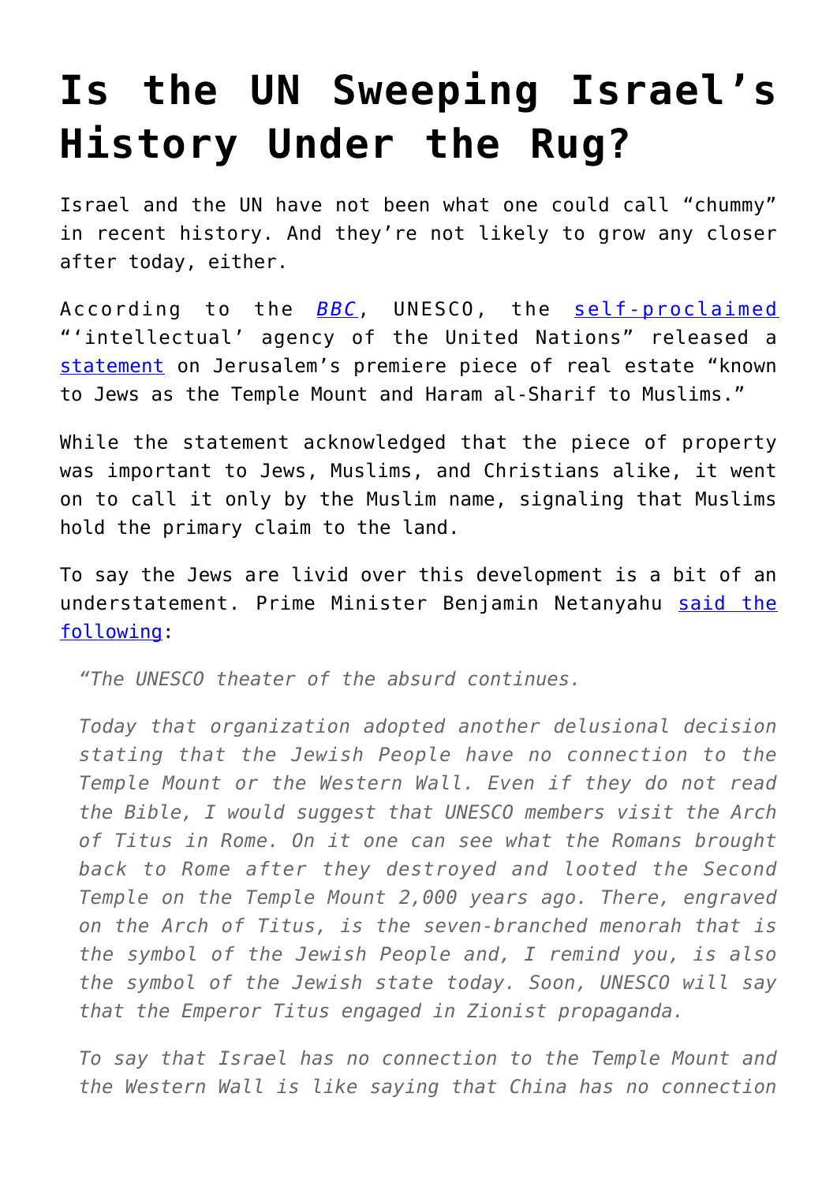# Is the UN Sweeping Israel's History Under the Rug?

Israel and the UN have not been what one could call "chummy" in recent history. And they're not likely to grow any closer after today, either.

According to the *BBC*, UNESCO, the self-proclaimed "'intellectual' agency of the United Nations" released a statement on Jerusalem's premiere piece of real estate "known to Jews as the Temple Mount and Haram al-Sharif to Muslims."

While the statement acknowledged that the piece of property was important to Jews, Muslims, and Christians alike, it went on to call it only by the Muslim name, signaling that Muslims hold the primary claim to the land.

To say the Jews are livid over this development is a bit of an understatement. Prime Minister Benjamin Netanyahu said the following:

> *"The UNESCO theater of the absurd continues.*
>
> *Today that organization adopted another delusional decision stating that the Jewish People have no connection to the Temple Mount or the Western Wall. Even if they do not read the Bible, I would suggest that UNESCO members visit the Arch of Titus in Rome. On it one can see what the Romans brought back to Rome after they destroyed and looted the Second Temple on the Temple Mount 2,000 years ago. There, engraved on the Arch of Titus, is the seven-branched menorah that is the symbol of the Jewish People and, I remind you, is also the symbol of the Jewish state today. Soon, UNESCO will say that the Emperor Titus engaged in Zionist propaganda.*
>
> *To say that Israel has no connection to the Temple Mount and the Western Wall is like saying that China has no connection*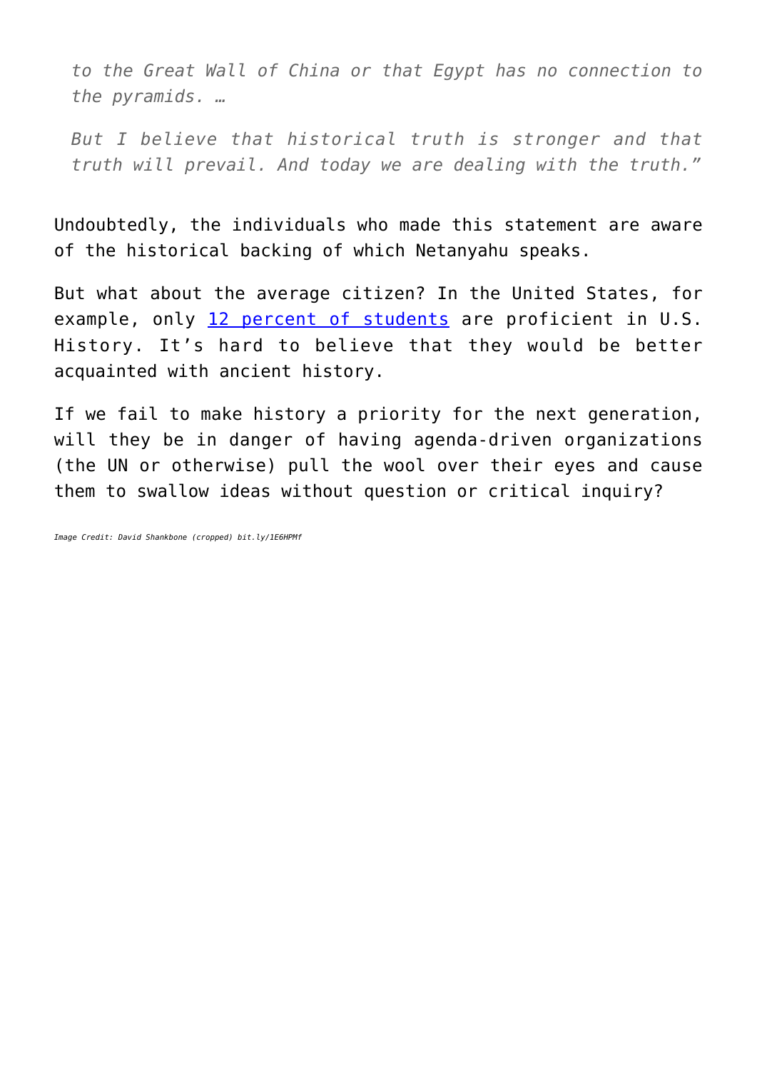> *to the Great Wall of China or that Egypt has no connection to the pyramids. …*
>
> *But I believe that historical truth is stronger and that truth will prevail. And today we are dealing with the truth."*

Undoubtedly, the individuals who made this statement are aware of the historical backing of which Netanyahu speaks.

But what about the average citizen? In the United States, for example, only 12 percent of students are proficient in U.S. History. It's hard to believe that they would be better acquainted with ancient history.

If we fail to make history a priority for the next generation, will they be in danger of having agenda-driven organizations (the UN or otherwise) pull the wool over their eyes and cause them to swallow ideas without question or critical inquiry?

*Image Credit: David Shankbone (cropped) bit.ly/1E6HPMf*